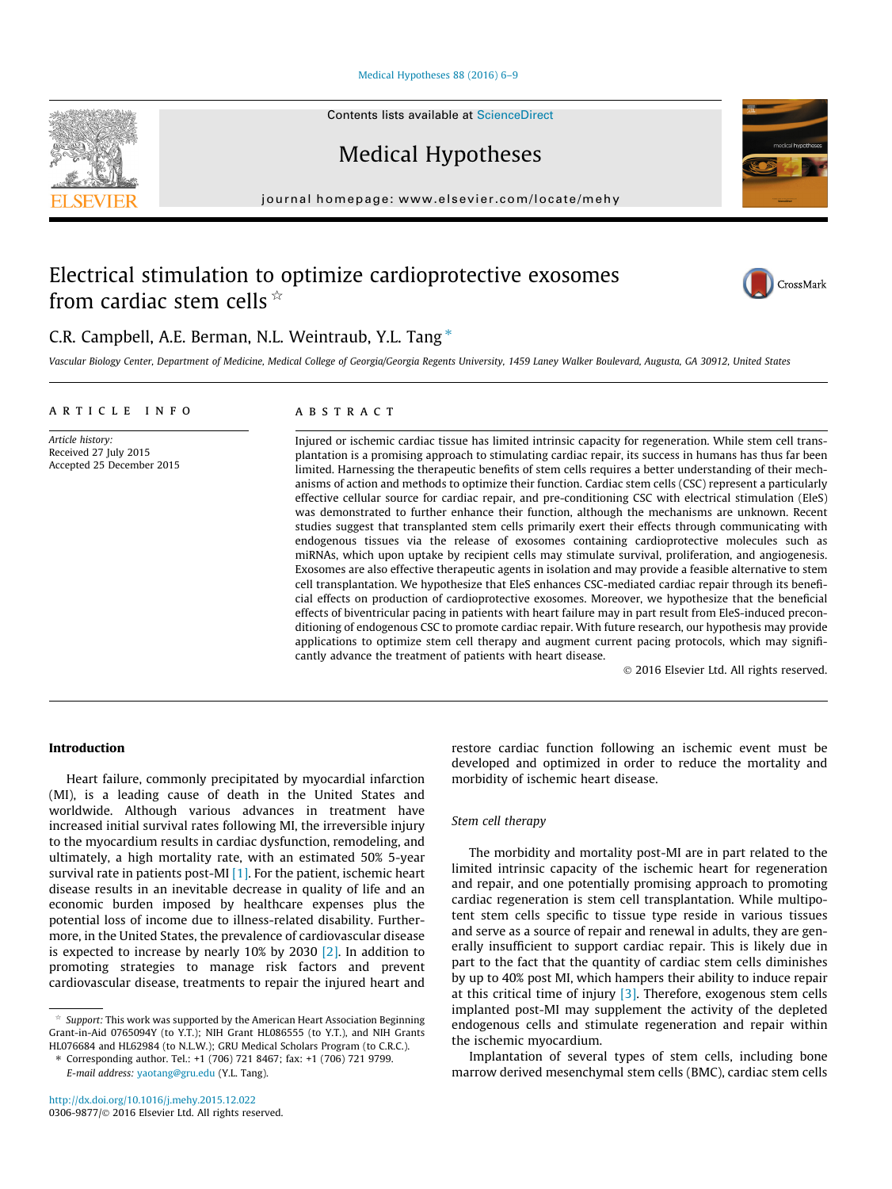Contents lists available at ScienceDirect

# Medical Hypotheses

journal homepage: www.elsevier.com/locate/mehy

# Electrical stimulation to optimize cardioprotective exosomes from cardiac stem cells ☆

C.R. Campbell, A.E. Berman, N.L. Weintraub, Y.L. Tang *

*Vascular Biology Center, Department of Medicine, Medical College of Georgia/Georgia Regents University, 1459 Laney Walker Boulevard, Augusta, GA 30912, United States*

ARTICLE INFO

*Article history:*
Received 27 July 2015
Accepted 25 December 2015

ABSTRACT

Injured or ischemic cardiac tissue has limited intrinsic capacity for regeneration. While stem cell transplantation is a promising approach to stimulating cardiac repair, its success in humans has thus far been limited. Harnessing the therapeutic benefits of stem cells requires a better understanding of their mechanisms of action and methods to optimize their function. Cardiac stem cells (CSC) represent a particularly effective cellular source for cardiac repair, and pre-conditioning CSC with electrical stimulation (EleS) was demonstrated to further enhance their function, although the mechanisms are unknown. Recent studies suggest that transplanted stem cells primarily exert their effects through communicating with endogenous tissues via the release of exosomes containing cardioprotective molecules such as miRNAs, which upon uptake by recipient cells may stimulate survival, proliferation, and angiogenesis. Exosomes are also effective therapeutic agents in isolation and may provide a feasible alternative to stem cell transplantation. We hypothesize that EleS enhances CSC-mediated cardiac repair through its beneficial effects on production of cardioprotective exosomes. Moreover, we hypothesize that the beneficial effects of biventricular pacing in patients with heart failure may in part result from EleS-induced preconditioning of endogenous CSC to promote cardiac repair. With future research, our hypothesis may provide applications to optimize stem cell therapy and augment current pacing protocols, which may significantly advance the treatment of patients with heart disease.

© 2016 Elsevier Ltd. All rights reserved.

## Introduction

Heart failure, commonly precipitated by myocardial infarction (MI), is a leading cause of death in the United States and worldwide. Although various advances in treatment have increased initial survival rates following MI, the irreversible injury to the myocardium results in cardiac dysfunction, remodeling, and ultimately, a high mortality rate, with an estimated 50% 5-year survival rate in patients post-MI [1]. For the patient, ischemic heart disease results in an inevitable decrease in quality of life and an economic burden imposed by healthcare expenses plus the potential loss of income due to illness-related disability. Furthermore, in the United States, the prevalence of cardiovascular disease is expected to increase by nearly 10% by 2030 [2]. In addition to promoting strategies to manage risk factors and prevent cardiovascular disease, treatments to repair the injured heart and restore cardiac function following an ischemic event must be developed and optimized in order to reduce the mortality and morbidity of ischemic heart disease.

### *Stem cell therapy*

The morbidity and mortality post-MI are in part related to the limited intrinsic capacity of the ischemic heart for regeneration and repair, and one potentially promising approach to promoting cardiac regeneration is stem cell transplantation. While multipotent stem cells specific to tissue type reside in various tissues and serve as a source of repair and renewal in adults, they are generally insufficient to support cardiac repair. This is likely due in part to the fact that the quantity of cardiac stem cells diminishes by up to 40% post MI, which hampers their ability to induce repair at this critical time of injury [3]. Therefore, exogenous stem cells implanted post-MI may supplement the activity of the depleted endogenous cells and stimulate regeneration and repair within the ischemic myocardium.

Implantation of several types of stem cells, including bone marrow derived mesenchymal stem cells (BMC), cardiac stem cells

☆ *Support:* This work was supported by the American Heart Association Beginning Grant-in-Aid 0765094Y (to Y.T.); NIH Grant HL086555 (to Y.T.), and NIH Grants HL076684 and HL62984 (to N.L.W.); GRU Medical Scholars Program (to C.R.C.).

\* Corresponding author. Tel.: +1 (706) 721 8467; fax: +1 (706) 721 9799.
E-mail address: yaotang@gru.edu (Y.L. Tang).

http://dx.doi.org/10.1016/j.mehy.2015.12.022
0306-9877/© 2016 Elsevier Ltd. All rights reserved.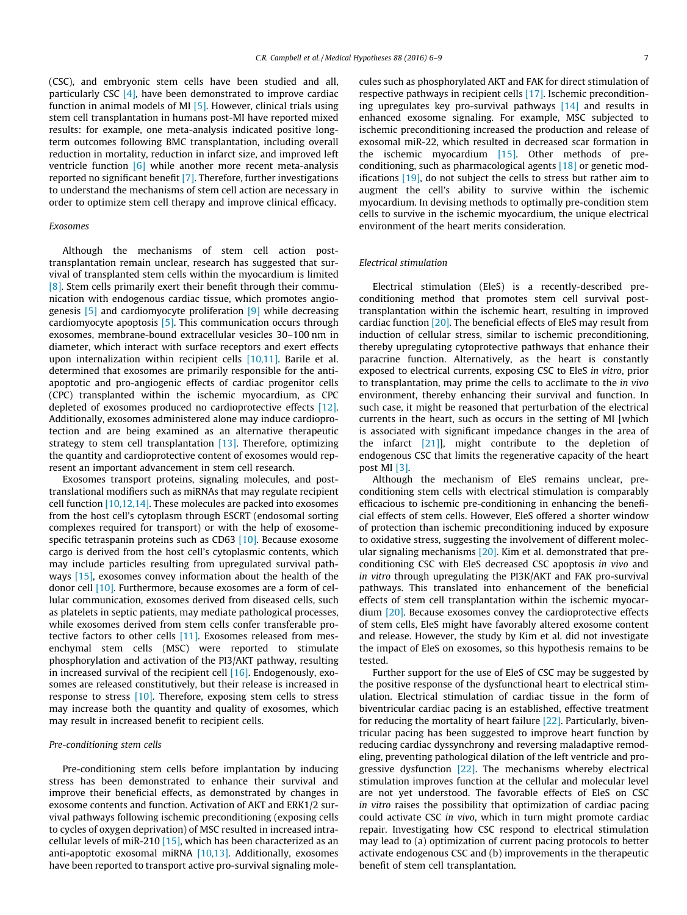(CSC), and embryonic stem cells have been studied and all, particularly CSC [4], have been demonstrated to improve cardiac function in animal models of MI [5]. However, clinical trials using stem cell transplantation in humans post-MI have reported mixed results: for example, one meta-analysis indicated positive long-term outcomes following BMC transplantation, including overall reduction in mortality, reduction in infarct size, and improved left ventricle function [6] while another more recent meta-analysis reported no significant benefit [7]. Therefore, further investigations to understand the mechanisms of stem cell action are necessary in order to optimize stem cell therapy and improve clinical efficacy.

### *Exosomes*

Although the mechanisms of stem cell action post-transplantation remain unclear, research has suggested that survival of transplanted stem cells within the myocardium is limited [8]. Stem cells primarily exert their benefit through their communication with endogenous cardiac tissue, which promotes angiogenesis [5] and cardiomyocyte proliferation [9] while decreasing cardiomyocyte apoptosis [5]. This communication occurs through exosomes, membrane-bound extracellular vesicles 30–100 nm in diameter, which interact with surface receptors and exert effects upon internalization within recipient cells [10,11]. Barile et al. determined that exosomes are primarily responsible for the anti-apoptotic and pro-angiogenic effects of cardiac progenitor cells (CPC) transplanted within the ischemic myocardium, as CPC depleted of exosomes produced no cardioprotective effects [12]. Additionally, exosomes administered alone may induce cardioprotection and are being examined as an alternative therapeutic strategy to stem cell transplantation [13]. Therefore, optimizing the quantity and cardioprotective content of exosomes would represent an important advancement in stem cell research.

Exosomes transport proteins, signaling molecules, and post-translational modifiers such as miRNAs that may regulate recipient cell function [10,12,14]. These molecules are packed into exosomes from the host cell's cytoplasm through ESCRT (endosomal sorting complexes required for transport) or with the help of exosome-specific tetraspanin proteins such as CD63 [10]. Because exosome cargo is derived from the host cell's cytoplasmic contents, which may include particles resulting from upregulated survival pathways [15], exosomes convey information about the health of the donor cell [10]. Furthermore, because exosomes are a form of cellular communication, exosomes derived from diseased cells, such as platelets in septic patients, may mediate pathological processes, while exosomes derived from stem cells confer transferable protective factors to other cells [11]. Exosomes released from mesenchymal stem cells (MSC) were reported to stimulate phosphorylation and activation of the PI3/AKT pathway, resulting in increased survival of the recipient cell [16]. Endogenously, exosomes are released constitutively, but their release is increased in response to stress [10]. Therefore, exposing stem cells to stress may increase both the quantity and quality of exosomes, which may result in increased benefit to recipient cells.

### *Pre-conditioning stem cells*

Pre-conditioning stem cells before implantation by inducing stress has been demonstrated to enhance their survival and improve their beneficial effects, as demonstrated by changes in exosome contents and function. Activation of AKT and ERK1/2 survival pathways following ischemic preconditioning (exposing cells to cycles of oxygen deprivation) of MSC resulted in increased intracellular levels of miR-210 [15], which has been characterized as an anti-apoptotic exosomal miRNA [10,13]. Additionally, exosomes have been reported to transport active pro-survival signaling molecules such as phosphorylated AKT and FAK for direct stimulation of respective pathways in recipient cells [17]. Ischemic preconditioning upregulates key pro-survival pathways [14] and results in enhanced exosome signaling. For example, MSC subjected to ischemic preconditioning increased the production and release of exosomal miR-22, which resulted in decreased scar formation in the ischemic myocardium [15]. Other methods of pre-conditioning, such as pharmacological agents [18] or genetic modifications [19], do not subject the cells to stress but rather aim to augment the cell's ability to survive within the ischemic myocardium. In devising methods to optimally pre-condition stem cells to survive in the ischemic myocardium, the unique electrical environment of the heart merits consideration.

### *Electrical stimulation*

Electrical stimulation (EleS) is a recently-described pre-conditioning method that promotes stem cell survival post-transplantation within the ischemic heart, resulting in improved cardiac function [20]. The beneficial effects of EleS may result from induction of cellular stress, similar to ischemic preconditioning, thereby upregulating cytoprotective pathways that enhance their paracrine function. Alternatively, as the heart is constantly exposed to electrical currents, exposing CSC to EleS *in vitro*, prior to transplantation, may prime the cells to acclimate to the *in vivo* environment, thereby enhancing their survival and function. In such case, it might be reasoned that perturbation of the electrical currents in the heart, such as occurs in the setting of MI [which is associated with significant impedance changes in the area of the infarct [21]], might contribute to the depletion of endogenous CSC that limits the regenerative capacity of the heart post MI [3].

Although the mechanism of EleS remains unclear, pre-conditioning stem cells with electrical stimulation is comparably efficacious to ischemic pre-conditioning in enhancing the beneficial effects of stem cells. However, EleS offered a shorter window of protection than ischemic preconditioning induced by exposure to oxidative stress, suggesting the involvement of different molecular signaling mechanisms [20]. Kim et al. demonstrated that pre-conditioning CSC with EleS decreased CSC apoptosis *in vivo* and *in vitro* through upregulating the PI3K/AKT and FAK pro-survival pathways. This translated into enhancement of the beneficial effects of stem cell transplantation within the ischemic myocardium [20]. Because exosomes convey the cardioprotective effects of stem cells, EleS might have favorably altered exosome content and release. However, the study by Kim et al. did not investigate the impact of EleS on exosomes, so this hypothesis remains to be tested.

Further support for the use of EleS of CSC may be suggested by the positive response of the dysfunctional heart to electrical stimulation. Electrical stimulation of cardiac tissue in the form of biventricular cardiac pacing is an established, effective treatment for reducing the mortality of heart failure [22]. Particularly, biventricular pacing has been suggested to improve heart function by reducing cardiac dyssynchrony and reversing maladaptive remodeling, preventing pathological dilation of the left ventricle and progressive dysfunction [22]. The mechanisms whereby electrical stimulation improves function at the cellular and molecular level are not yet understood. The favorable effects of EleS on CSC *in vitro* raises the possibility that optimization of cardiac pacing could activate CSC *in vivo*, which in turn might promote cardiac repair. Investigating how CSC respond to electrical stimulation may lead to (a) optimization of current pacing protocols to better activate endogenous CSC and (b) improvements in the therapeutic benefit of stem cell transplantation.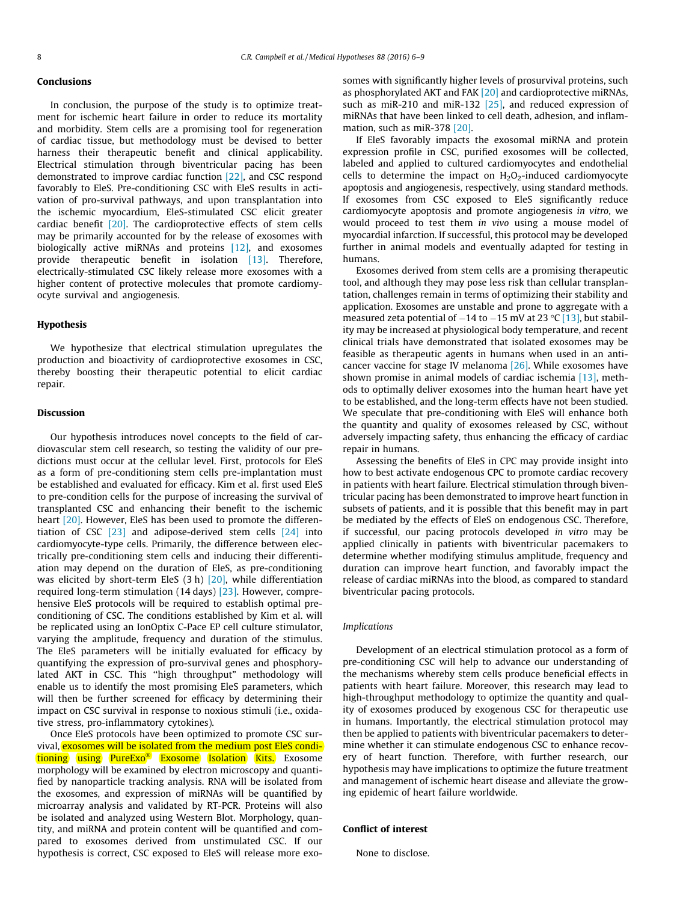## Conclusions

In conclusion, the purpose of the study is to optimize treatment for ischemic heart failure in order to reduce its mortality and morbidity. Stem cells are a promising tool for regeneration of cardiac tissue, but methodology must be devised to better harness their therapeutic benefit and clinical applicability. Electrical stimulation through biventricular pacing has been demonstrated to improve cardiac function [22], and CSC respond favorably to EleS. Pre-conditioning CSC with EleS results in activation of pro-survival pathways, and upon transplantation into the ischemic myocardium, EleS-stimulated CSC elicit greater cardiac benefit [20]. The cardioprotective effects of stem cells may be primarily accounted for by the release of exosomes with biologically active miRNAs and proteins [12], and exosomes provide therapeutic benefit in isolation [13]. Therefore, electrically-stimulated CSC likely release more exosomes with a higher content of protective molecules that promote cardiomyocyte survival and angiogenesis.

## Hypothesis

We hypothesize that electrical stimulation upregulates the production and bioactivity of cardioprotective exosomes in CSC, thereby boosting their therapeutic potential to elicit cardiac repair.

## Discussion

Our hypothesis introduces novel concepts to the field of cardiovascular stem cell research, so testing the validity of our predictions must occur at the cellular level. First, protocols for EleS as a form of pre-conditioning stem cells pre-implantation must be established and evaluated for efficacy. Kim et al. first used EleS to pre-condition cells for the purpose of increasing the survival of transplanted CSC and enhancing their benefit to the ischemic heart [20]. However, EleS has been used to promote the differentiation of CSC [23] and adipose-derived stem cells [24] into cardiomyocyte-type cells. Primarily, the difference between electrically pre-conditioning stem cells and inducing their differentiation may depend on the duration of EleS, as pre-conditioning was elicited by short-term EleS (3 h) [20], while differentiation required long-term stimulation (14 days) [23]. However, comprehensive EleS protocols will be required to establish optimal pre-conditioning of CSC. The conditions established by Kim et al. will be replicated using an IonOptix C-Pace EP cell culture stimulator, varying the amplitude, frequency and duration of the stimulus. The EleS parameters will be initially evaluated for efficacy by quantifying the expression of pro-survival genes and phosphorylated AKT in CSC. This "high throughput" methodology will enable us to identify the most promising EleS parameters, which will then be further screened for efficacy by determining their impact on CSC survival in response to noxious stimuli (i.e., oxidative stress, pro-inflammatory cytokines).

Once EleS protocols have been optimized to promote CSC survival, exosomes will be isolated from the medium post EleS conditioning using PureExo® Exosome Isolation Kits. Exosome morphology will be examined by electron microscopy and quantified by nanoparticle tracking analysis. RNA will be isolated from the exosomes, and expression of miRNAs will be quantified by microarray analysis and validated by RT-PCR. Proteins will also be isolated and analyzed using Western Blot. Morphology, quantity, and miRNA and protein content will be quantified and compared to exosomes derived from unstimulated CSC. If our hypothesis is correct, CSC exposed to EleS will release more exosomes with significantly higher levels of prosurvival proteins, such as phosphorylated AKT and FAK [20] and cardioprotective miRNAs, such as miR-210 and miR-132 [25], and reduced expression of miRNAs that have been linked to cell death, adhesion, and inflammation, such as miR-378 [20].

If EleS favorably impacts the exosomal miRNA and protein expression profile in CSC, purified exosomes will be collected, labeled and applied to cultured cardiomyocytes and endothelial cells to determine the impact on $H_2O_2$-induced cardiomyocyte apoptosis and angiogenesis, respectively, using standard methods. If exosomes from CSC exposed to EleS significantly reduce cardiomyocyte apoptosis and promote angiogenesis *in vitro*, we would proceed to test them *in vivo* using a mouse model of myocardial infarction. If successful, this protocol may be developed further in animal models and eventually adapted for testing in humans.

Exosomes derived from stem cells are a promising therapeutic tool, and although they may pose less risk than cellular transplantation, challenges remain in terms of optimizing their stability and application. Exosomes are unstable and prone to aggregate with a measured zeta potential of −14 to −15 mV at 23 °C [13], but stability may be increased at physiological body temperature, and recent clinical trials have demonstrated that isolated exosomes may be feasible as therapeutic agents in humans when used in an anti-cancer vaccine for stage IV melanoma [26]. While exosomes have shown promise in animal models of cardiac ischemia [13], methods to optimally deliver exosomes into the human heart have yet to be established, and the long-term effects have not been studied. We speculate that pre-conditioning with EleS will enhance both the quantity and quality of exosomes released by CSC, without adversely impacting safety, thus enhancing the efficacy of cardiac repair in humans.

Assessing the benefits of EleS in CPC may provide insight into how to best activate endogenous CPC to promote cardiac recovery in patients with heart failure. Electrical stimulation through biventricular pacing has been demonstrated to improve heart function in subsets of patients, and it is possible that this benefit may in part be mediated by the effects of EleS on endogenous CSC. Therefore, if successful, our pacing protocols developed *in vitro* may be applied clinically in patients with biventricular pacemakers to determine whether modifying stimulus amplitude, frequency and duration can improve heart function, and favorably impact the release of cardiac miRNAs into the blood, as compared to standard biventricular pacing protocols.

### *Implications*

Development of an electrical stimulation protocol as a form of pre-conditioning CSC will help to advance our understanding of the mechanisms whereby stem cells produce beneficial effects in patients with heart failure. Moreover, this research may lead to high-throughput methodology to optimize the quantity and quality of exosomes produced by exogenous CSC for therapeutic use in humans. Importantly, the electrical stimulation protocol may then be applied to patients with biventricular pacemakers to determine whether it can stimulate endogenous CSC to enhance recovery of heart function. Therefore, with further research, our hypothesis may have implications to optimize the future treatment and management of ischemic heart disease and alleviate the growing epidemic of heart failure worldwide.

## Conflict of interest

None to disclose.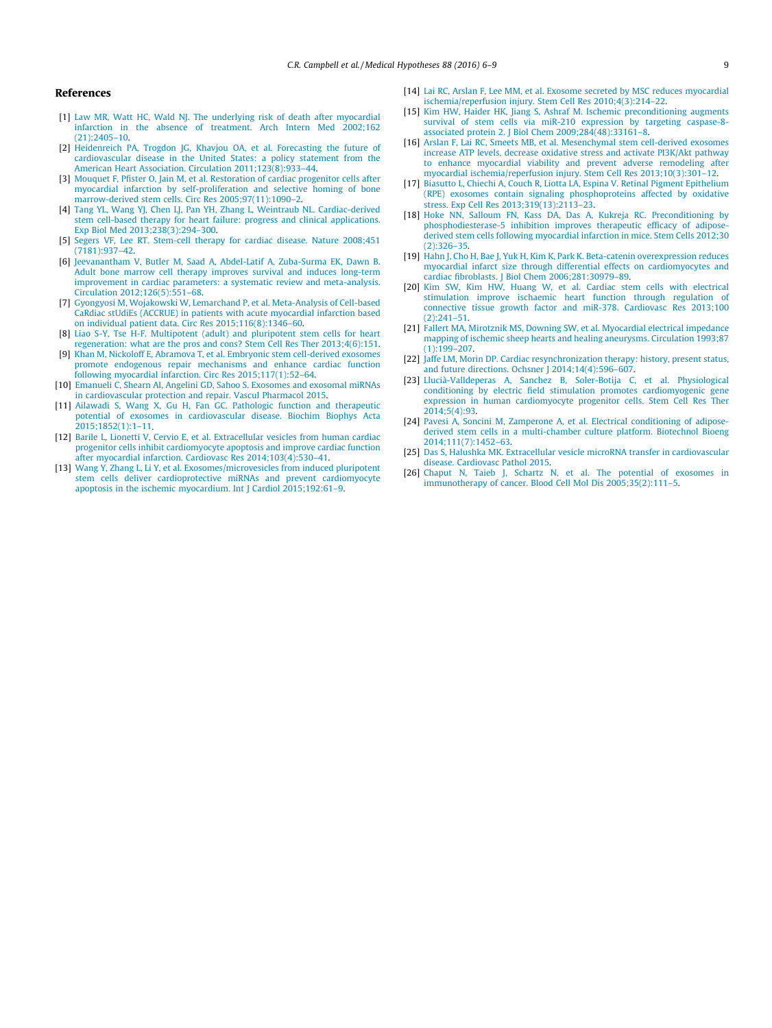## References

[1] Law MR, Watt HC, Wald NJ. The underlying risk of death after myocardial infarction in the absence of treatment. Arch Intern Med 2002;162 (21):2405–10.

[2] Heidenreich PA, Trogdon JG, Khavjou OA, et al. Forecasting the future of cardiovascular disease in the United States: a policy statement from the American Heart Association. Circulation 2011;123(8):933–44.

[3] Mouquet F, Pfister O, Jain M, et al. Restoration of cardiac progenitor cells after myocardial infarction by self-proliferation and selective homing of bone marrow-derived stem cells. Circ Res 2005;97(11):1090–2.

[4] Tang YL, Wang YJ, Chen LJ, Pan YH, Zhang L, Weintraub NL. Cardiac-derived stem cell-based therapy for heart failure: progress and clinical applications. Exp Biol Med 2013;238(3):294–300.

[5] Segers VF, Lee RT. Stem-cell therapy for cardiac disease. Nature 2008;451 (7181):937–42.

[6] Jeevanantham V, Butler M, Saad A, Abdel-Latif A, Zuba-Surma EK, Dawn B. Adult bone marrow cell therapy improves survival and induces long-term improvement in cardiac parameters: a systematic review and meta-analysis. Circulation 2012;126(5):551–68.

[7] Gyongyosi M, Wojakowski W, Lemarchand P, et al. Meta-Analysis of Cell-based CaRdiac stUdiEs (ACCRUE) in patients with acute myocardial infarction based on individual patient data. Circ Res 2015;116(8):1346–60.

[8] Liao S-Y, Tse H-F. Multipotent (adult) and pluripotent stem cells for heart regeneration: what are the pros and cons? Stem Cell Res Ther 2013;4(6):151.

[9] Khan M, Nickoloff E, Abramova T, et al. Embryonic stem cell-derived exosomes promote endogenous repair mechanisms and enhance cardiac function following myocardial infarction. Circ Res 2015;117(1):52–64.

[10] Emanueli C, Shearn AI, Angelini GD, Sahoo S. Exosomes and exosomal miRNAs in cardiovascular protection and repair. Vascul Pharmacol 2015.

[11] Ailawadi S, Wang X, Gu H, Fan GC. Pathologic function and therapeutic potential of exosomes in cardiovascular disease. Biochim Biophys Acta 2015;1852(1):1–11.

[12] Barile L, Lionetti V, Cervio E, et al. Extracellular vesicles from human cardiac progenitor cells inhibit cardiomyocyte apoptosis and improve cardiac function after myocardial infarction. Cardiovasc Res 2014;103(4):530–41.

[13] Wang Y, Zhang L, Li Y, et al. Exosomes/microvesicles from induced pluripotent stem cells deliver cardioprotective miRNAs and prevent cardiomyocyte apoptosis in the ischemic myocardium. Int J Cardiol 2015;192:61–9.

[14] Lai RC, Arslan F, Lee MM, et al. Exosome secreted by MSC reduces myocardial ischemia/reperfusion injury. Stem Cell Res 2010;4(3):214–22.

[15] Kim HW, Haider HK, Jiang S, Ashraf M. Ischemic preconditioning augments survival of stem cells via miR-210 expression by targeting caspase-8-associated protein 2. J Biol Chem 2009;284(48):33161–8.

[16] Arslan F, Lai RC, Smeets MB, et al. Mesenchymal stem cell-derived exosomes increase ATP levels, decrease oxidative stress and activate PI3K/Akt pathway to enhance myocardial viability and prevent adverse remodeling after myocardial ischemia/reperfusion injury. Stem Cell Res 2013;10(3):301–12.

[17] Biasutto L, Chiechi A, Couch R, Liotta LA, Espina V. Retinal Pigment Epithelium (RPE) exosomes contain signaling phosphoproteins affected by oxidative stress. Exp Cell Res 2013;319(13):2113–23.

[18] Hoke NN, Salloum FN, Kass DA, Das A, Kukreja RC. Preconditioning by phosphodiesterase-5 inhibition improves therapeutic efficacy of adipose-derived stem cells following myocardial infarction in mice. Stem Cells 2012;30 (2):326–35.

[19] Hahn J, Cho H, Bae J, Yuk H, Kim K, Park K. Beta-catenin overexpression reduces myocardial infarct size through differential effects on cardiomyocytes and cardiac fibroblasts. J Biol Chem 2006;281:30979–89.

[20] Kim SW, Kim HW, Huang W, et al. Cardiac stem cells with electrical stimulation improve ischaemic heart function through regulation of connective tissue growth factor and miR-378. Cardiovasc Res 2013;100 (2):241–51.

[21] Fallert MA, Mirotznik MS, Downing SW, et al. Myocardial electrical impedance mapping of ischemic sheep hearts and healing aneurysms. Circulation 1993;87 (1):199–207.

[22] Jaffe LM, Morin DP. Cardiac resynchronization therapy: history, present status, and future directions. Ochsner J 2014;14(4):596–607.

[23] Llucià-Valldeperas A, Sanchez B, Soler-Botija C, et al. Physiological conditioning by electric field stimulation promotes cardiomyogenic gene expression in human cardiomyocyte progenitor cells. Stem Cell Res Ther 2014;5(4):93.

[24] Pavesi A, Soncini M, Zamperone A, et al. Electrical conditioning of adipose-derived stem cells in a multi-chamber culture platform. Biotechnol Bioeng 2014;111(7):1452–63.

[25] Das S, Halushka MK. Extracellular vesicle microRNA transfer in cardiovascular disease. Cardiovasc Pathol 2015.

[26] Chaput N, Taieb J, Schartz N, et al. The potential of exosomes in immunotherapy of cancer. Blood Cell Mol Dis 2005;35(2):111–5.